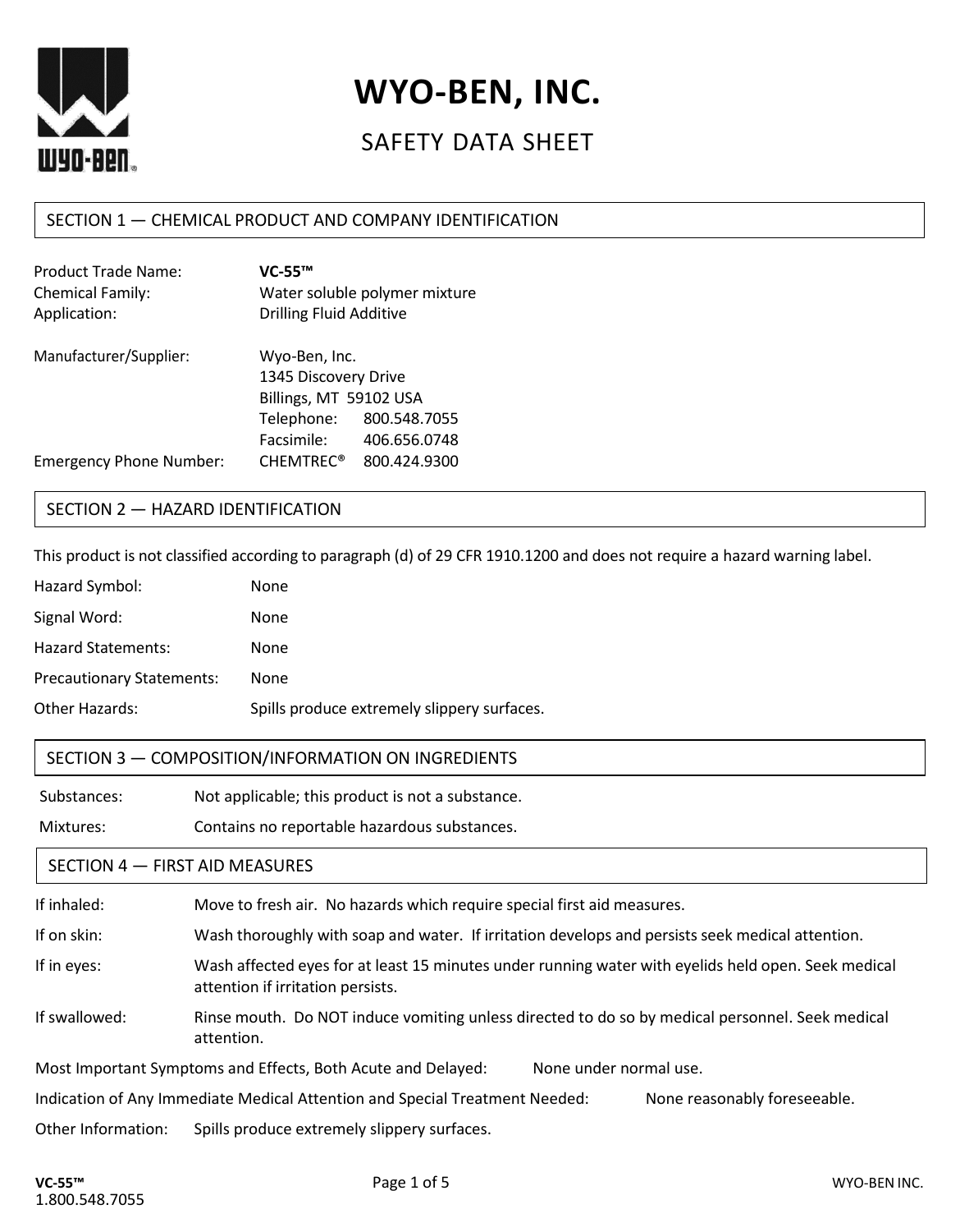# WYO-BEN, INC.

## SAFETY DATA SHEET

## SECTION 1 — CHEMICAL PRODUCT AND COMPANY IDENTIFICATION

| | |
|---|---|
| Product Trade Name: | **VC-55™** |
| Chemical Family: | Water soluble polymer mixture |
| Application: | Drilling Fluid Additive |
| Manufacturer/Supplier: | Wyo-Ben, Inc.<br>1345 Discovery Drive<br>Billings, MT 59102 USA<br>Telephone: 800.548.7055<br>Facsimile: 406.656.0748 |
| Emergency Phone Number: | CHEMTREC® 800.424.9300 |

## SECTION 2 — HAZARD IDENTIFICATION

This product is not classified according to paragraph (d) of 29 CFR 1910.1200 and does not require a hazard warning label.

| | |
|---|---|
| Hazard Symbol: | None |
| Signal Word: | None |
| Hazard Statements: | None |
| Precautionary Statements: | None |
| Other Hazards: | Spills produce extremely slippery surfaces. |

## SECTION 3 — COMPOSITION/INFORMATION ON INGREDIENTS

| | |
|---|---|
| Substances: | Not applicable; this product is not a substance. |
| Mixtures: | Contains no reportable hazardous substances. |

## SECTION 4 — FIRST AID MEASURES

| | |
|---|---|
| If inhaled: | Move to fresh air. No hazards which require special first aid measures. |
| If on skin: | Wash thoroughly with soap and water. If irritation develops and persists seek medical attention. |
| If in eyes: | Wash affected eyes for at least 15 minutes under running water with eyelids held open. Seek medical attention if irritation persists. |
| If swallowed: | Rinse mouth. Do NOT induce vomiting unless directed to do so by medical personnel. Seek medical attention. |

Most Important Symptoms and Effects, Both Acute and Delayed: None under normal use.

Indication of Any Immediate Medical Attention and Special Treatment Needed: None reasonably foreseeable.

Other Information: Spills produce extremely slippery surfaces.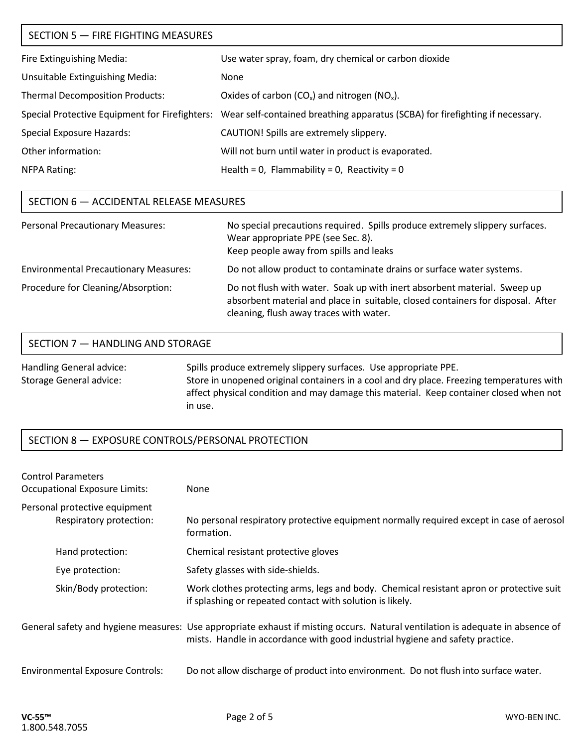## SECTION 5 — FIRE FIGHTING MEASURES

| | |
|---|---|
| Fire Extinguishing Media: | Use water spray, foam, dry chemical or carbon dioxide |
| Unsuitable Extinguishing Media: | None |
| Thermal Decomposition Products: | Oxides of carbon ($CO_x$) and nitrogen ($NO_x$). |
| Special Protective Equipment for Firefighters: | Wear self-contained breathing apparatus (SCBA) for firefighting if necessary. |
| Special Exposure Hazards: | CAUTION! Spills are extremely slippery. |
| Other information: | Will not burn until water in product is evaporated. |
| NFPA Rating: | Health = 0, Flammability = 0, Reactivity = 0 |

## SECTION 6 — ACCIDENTAL RELEASE MEASURES

| | |
|---|---|
| Personal Precautionary Measures: | No special precautions required. Spills produce extremely slippery surfaces. Wear appropriate PPE (see Sec. 8). Keep people away from spills and leaks |
| Environmental Precautionary Measures: | Do not allow product to contaminate drains or surface water systems. |
| Procedure for Cleaning/Absorption: | Do not flush with water. Soak up with inert absorbent material. Sweep up absorbent material and place in suitable, closed containers for disposal. After cleaning, flush away traces with water. |

## SECTION 7 — HANDLING AND STORAGE

| | |
|---|---|
| Handling General advice: | Spills produce extremely slippery surfaces. Use appropriate PPE. |
| Storage General advice: | Store in unopened original containers in a cool and dry place. Freezing temperatures with affect physical condition and may damage this material. Keep container closed when not in use. |

## SECTION 8 — EXPOSURE CONTROLS/PERSONAL PROTECTION

**Control Parameters**

| | |
|---|---|
| Occupational Exposure Limits: | None |

**Personal protective equipment**

| | |
|---|---|
| Respiratory protection: | No personal respiratory protective equipment normally required except in case of aerosol formation. |
| Hand protection: | Chemical resistant protective gloves |
| Eye protection: | Safety glasses with side-shields. |
| Skin/Body protection: | Work clothes protecting arms, legs and body. Chemical resistant apron or protective suit if splashing or repeated contact with solution is likely. |

| | |
|---|---|
| General safety and hygiene measures: | Use appropriate exhaust if misting occurs. Natural ventilation is adequate in absence of mists. Handle in accordance with good industrial hygiene and safety practice. |
| Environmental Exposure Controls: | Do not allow discharge of product into environment. Do not flush into surface water. |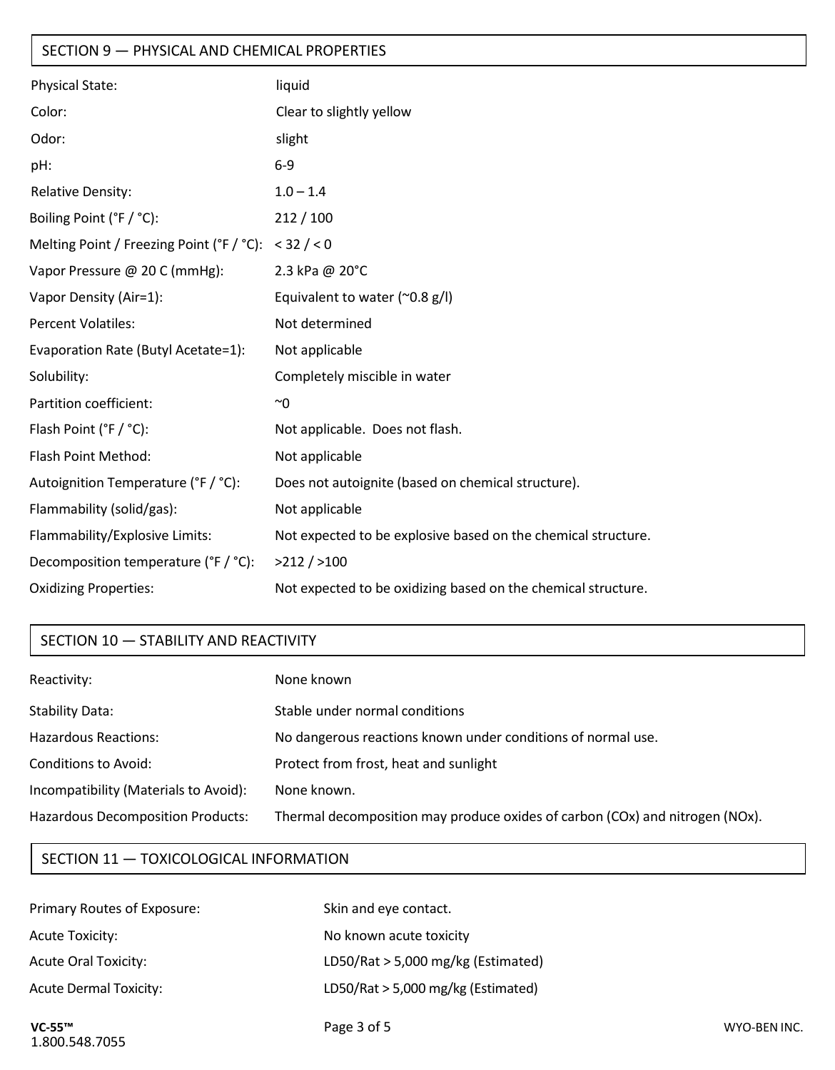## SECTION 9 — PHYSICAL AND CHEMICAL PROPERTIES

| | |
|---|---|
| Physical State: | liquid |
| Color: | Clear to slightly yellow |
| Odor: | slight |
| pH: | 6-9 |
| Relative Density: | 1.0 – 1.4 |
| Boiling Point (°F / °C): | 212 / 100 |
| Melting Point / Freezing Point (°F / °C): | < 32 / < 0 |
| Vapor Pressure @ 20 C (mmHg): | 2.3 kPa @ 20°C |
| Vapor Density (Air=1): | Equivalent to water (~0.8 g/l) |
| Percent Volatiles: | Not determined |
| Evaporation Rate (Butyl Acetate=1): | Not applicable |
| Solubility: | Completely miscible in water |
| Partition coefficient: | ~0 |
| Flash Point (°F / °C): | Not applicable. Does not flash. |
| Flash Point Method: | Not applicable |
| Autoignition Temperature (°F / °C): | Does not autoignite (based on chemical structure). |
| Flammability (solid/gas): | Not applicable |
| Flammability/Explosive Limits: | Not expected to be explosive based on the chemical structure. |
| Decomposition temperature (°F / °C): | >212 / >100 |
| Oxidizing Properties: | Not expected to be oxidizing based on the chemical structure. |

## SECTION 10 — STABILITY AND REACTIVITY

| | |
|---|---|
| Reactivity: | None known |
| Stability Data: | Stable under normal conditions |
| Hazardous Reactions: | No dangerous reactions known under conditions of normal use. |
| Conditions to Avoid: | Protect from frost, heat and sunlight |
| Incompatibility (Materials to Avoid): | None known. |
| Hazardous Decomposition Products: | Thermal decomposition may produce oxides of carbon ($CO_x$) and nitrogen ($NO_x$). |

## SECTION 11 — TOXICOLOGICAL INFORMATION

| | |
|---|---|
| Primary Routes of Exposure: | Skin and eye contact. |
| Acute Toxicity: | No known acute toxicity |
| Acute Oral Toxicity: | LD50/Rat > 5,000 mg/kg (Estimated) |
| Acute Dermal Toxicity: | LD50/Rat > 5,000 mg/kg (Estimated) |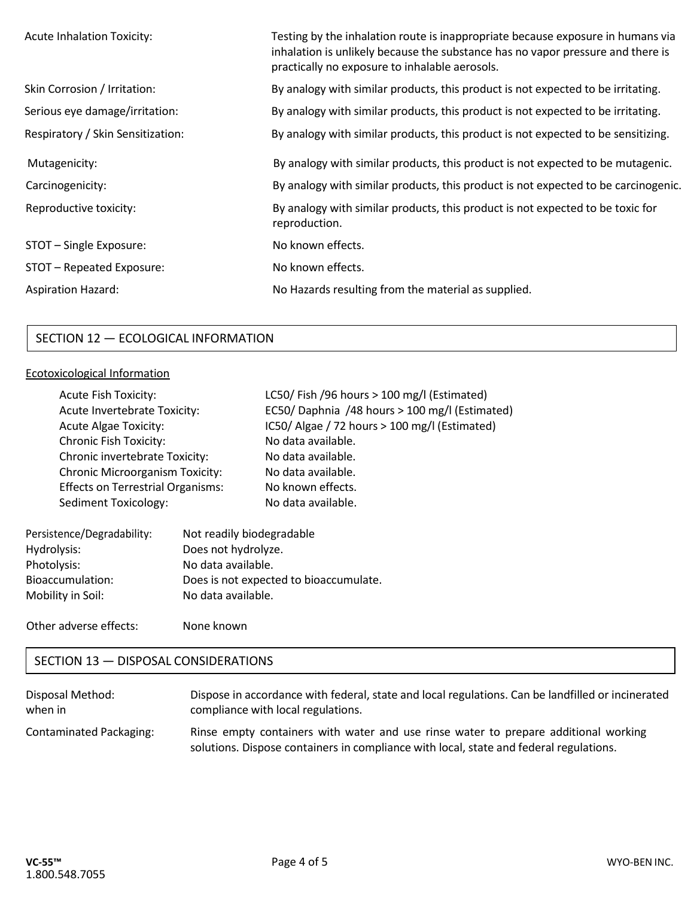| | |
|---|---|
| Acute Inhalation Toxicity: | Testing by the inhalation route is inappropriate because exposure in humans via inhalation is unlikely because the substance has no vapor pressure and there is practically no exposure to inhalable aerosols. |
| Skin Corrosion / Irritation: | By analogy with similar products, this product is not expected to be irritating. |
| Serious eye damage/irritation: | By analogy with similar products, this product is not expected to be irritating. |
| Respiratory / Skin Sensitization: | By analogy with similar products, this product is not expected to be sensitizing. |
| Mutagenicity: | By analogy with similar products, this product is not expected to be mutagenic. |
| Carcinogenicity: | By analogy with similar products, this product is not expected to be carcinogenic. |
| Reproductive toxicity: | By analogy with similar products, this product is not expected to be toxic for reproduction. |
| STOT – Single Exposure: | No known effects. |
| STOT – Repeated Exposure: | No known effects. |
| Aspiration Hazard: | No Hazards resulting from the material as supplied. |

## SECTION 12 — ECOLOGICAL INFORMATION

Ecotoxicological Information

| | |
|---|---|
| Acute Fish Toxicity: | LC50/ Fish /96 hours > 100 mg/l (Estimated) |
| Acute Invertebrate Toxicity: | EC50/ Daphnia /48 hours > 100 mg/l (Estimated) |
| Acute Algae Toxicity: | IC50/ Algae / 72 hours > 100 mg/l (Estimated) |
| Chronic Fish Toxicity: | No data available. |
| Chronic invertebrate Toxicity: | No data available. |
| Chronic Microorganism Toxicity: | No data available. |
| Effects on Terrestrial Organisms: | No known effects. |
| Sediment Toxicology: | No data available. |

| | |
|---|---|
| Persistence/Degradability: | Not readily biodegradable |
| Hydrolysis: | Does not hydrolyze. |
| Photolysis: | No data available. |
| Bioaccumulation: | Does is not expected to bioaccumulate. |
| Mobility in Soil: | No data available. |
| Other adverse effects: | None known |

## SECTION 13 — DISPOSAL CONSIDERATIONS

| | |
|---|---|
| Disposal Method: when in | Dispose in accordance with federal, state and local regulations. Can be landfilled or incinerated compliance with local regulations. |
| Contaminated Packaging: | Rinse empty containers with water and use rinse water to prepare additional working solutions. Dispose containers in compliance with local, state and federal regulations. |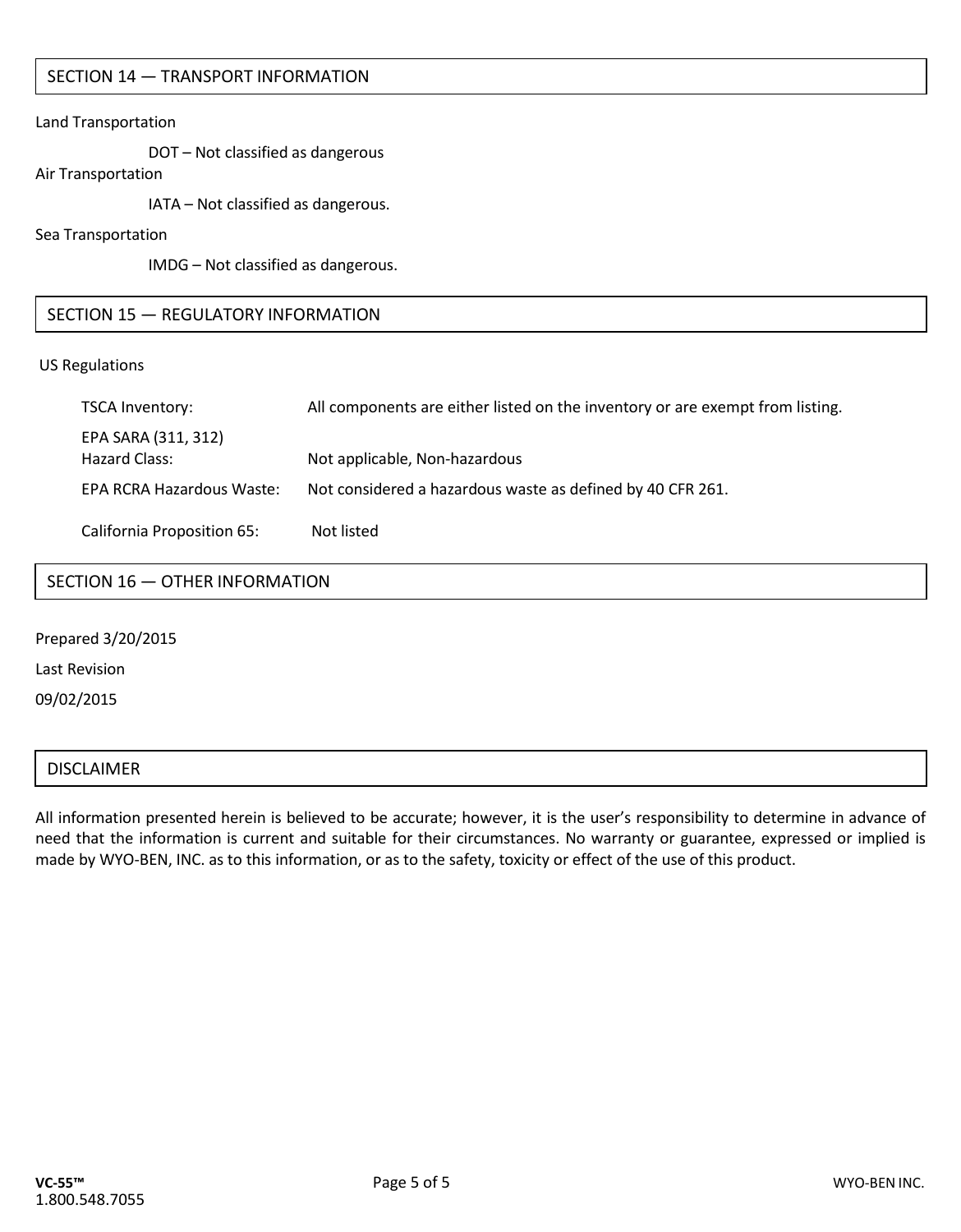## SECTION 14 — TRANSPORT INFORMATION

Land Transportation

DOT – Not classified as dangerous

Air Transportation

IATA – Not classified as dangerous.

Sea Transportation

IMDG – Not classified as dangerous.

## SECTION 15 — REGULATORY INFORMATION

US Regulations

| | |
|---|---|
| TSCA Inventory: | All components are either listed on the inventory or are exempt from listing. |
| EPA SARA (311, 312) Hazard Class: | Not applicable, Non-hazardous |
| EPA RCRA Hazardous Waste: | Not considered a hazardous waste as defined by 40 CFR 261. |
| California Proposition 65: | Not listed |

## SECTION 16 — OTHER INFORMATION

Prepared 3/20/2015

Last Revision

09/02/2015

## DISCLAIMER

All information presented herein is believed to be accurate; however, it is the user's responsibility to determine in advance of need that the information is current and suitable for their circumstances. No warranty or guarantee, expressed or implied is made by WYO-BEN, INC. as to this information, or as to the safety, toxicity or effect of the use of this product.